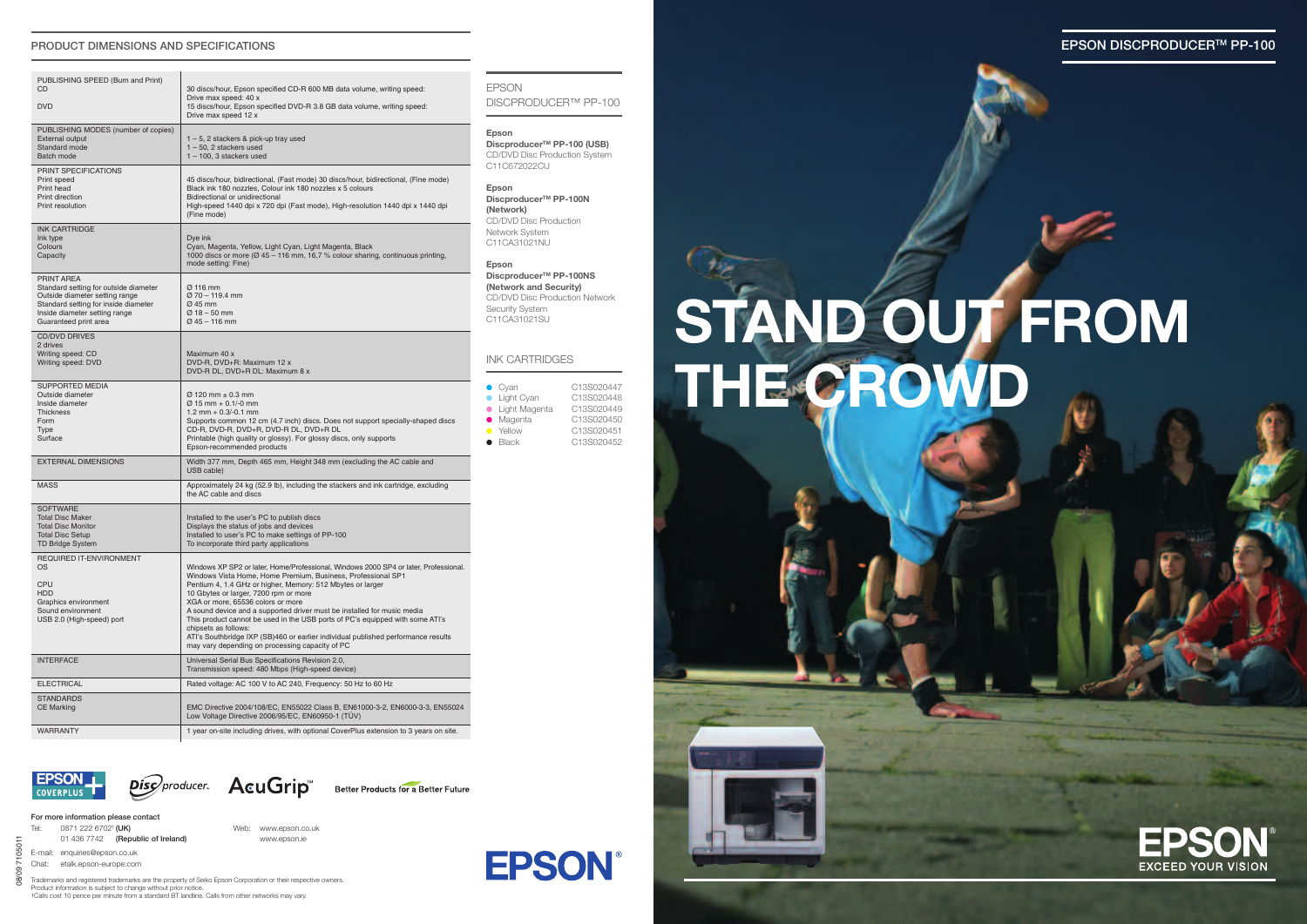## PRODUCT DIMENSIONS AND SPECIFICATIONS

| | |
|---|---|
| PUBLISHING SPEED (Burn and Print)<br>CD<br>DVD | 30 discs/hour, Epson specified CD-R 600 MB data volume, writing speed: Drive max speed: 40 x<br>15 discs/hour, Epson specified DVD-R 3.8 GB data volume, writing speed: Drive max speed 12 x |
| PUBLISHING MODES (number of copies)<br>External output<br>Standard mode<br>Batch mode | 1 – 5, 2 stackers & pick-up tray used<br>1 – 50, 2 stackers used<br>1 – 100, 3 stackers used |
| PRINT SPECIFICATIONS<br>Print speed<br>Print head<br>Print direction<br>Print resolution | 45 discs/hour, bidirectional, (Fast mode) 30 discs/hour, bidirectional, (Fine mode)<br>Black ink 180 nozzles, Colour ink 180 nozzles x 5 colours<br>Bidirectional or unidirectional<br>High-speed 1440 dpi x 720 dpi (Fast mode), High-resolution 1440 dpi x 1440 dpi (Fine mode) |
| INK CARTRIDGE<br>Ink type<br>Colours<br>Capacity | Dye ink<br>Cyan, Magenta, Yellow, Light Cyan, Light Magenta, Black<br>1000 discs or more (Ø 45 – 116 mm, 16,7 % colour sharing, continuous printing, mode setting: Fine) |
| PRINT AREA<br>Standard setting for outside diameter<br>Outside diameter setting range<br>Standard setting for inside diameter<br>Inside diameter setting range<br>Guaranteed print area | Ø 116 mm<br>Ø 70 – 119.4 mm<br>Ø 45 mm<br>Ø 18 – 50 mm<br>Ø 45 – 116 mm |
| CD/DVD DRIVES<br>2 drives<br>Writing speed: CD<br>Writing speed: DVD | Maximum 40 x<br>DVD-R, DVD+R: Maximum 12 x<br>DVD-R DL, DVD+R DL: Maximum 8 x |
| SUPPORTED MEDIA<br>Outside diameter<br>Inside diameter<br>Thickness<br>Form<br>Type<br>Surface | Ø 120 mm ± 0.3 mm<br>Ø 15 mm + 0.1/-0 mm<br>1.2 mm + 0.3/-0.1 mm<br>Supports common 12 cm (4.7 inch) discs. Does not support specially-shaped discs<br>CD-R, DVD-R, DVD+R, DVD-R DL, DVD+R DL<br>Printable (high quality or glossy). For glossy discs, only supports Epson-recommended products |
| EXTERNAL DIMENSIONS | Width 377 mm, Depth 465 mm, Height 348 mm (excluding the AC cable and USB cable) |
| MASS | Approximately 24 kg (52.9 lb), including the stackers and ink cartridge, excluding the AC cable and discs |
| SOFTWARE<br>Total Disc Maker<br>Total Disc Monitor<br>Total Disc Setup<br>TD Bridge System | Installed to the user's PC to publish discs<br>Displays the status of jobs and devices<br>Installed to user's PC to make settings of PP-100<br>To incorporate third party applications |
| REQUIRED IT-ENVIRONMENT<br>OS<br>CPU<br>HDD<br>Graphics environment<br>Sound environment<br>USB 2.0 (High-speed) port | Windows XP SP2 or later, Home/Professional, Windows 2000 SP4 or later, Professional. Windows Vista Home, Home Premium, Business, Professional SP1<br>Pentium 4, 1.4 GHz or higher, Memory: 512 Mbytes or larger<br>10 Gbytes or larger, 7200 rpm or more<br>XGA or more, 65536 colors or more<br>A sound device and a supported driver must be installed for music media<br>This product cannot be used in the USB ports of PC's equipped with some ATI's chipsets as follows:<br>ATI's Southbridge IXP (SB)460 or earlier individual published performance results may vary depending on processing capacity of PC |
| INTERFACE | Universal Serial Bus Specifications Revision 2.0, Transmission speed: 480 Mbps (High-speed device) |
| ELECTRICAL | Rated voltage: AC 100 V to AC 240, Frequency: 50 Hz to 60 Hz |
| STANDARDS<br>CE Marking | EMC Directive 2004/108/EC, EN55022 Class B, EN61000-3-2, EN6000-3-3, EN55024<br>Low Voltage Directive 2006/95/EC, EN60950-1 (TÜV) |
| WARRANTY | 1 year on-site including drives, with optional CoverPlus extension to 3 years on site. |

EPSON COVERPLUS · Discproducer · AcuGrip™ · Better Products for a Better Future

For more information please contact

Tel: 0871 222 6702† (UK)
01 436 7742 (Republic of Ireland)

Web: www.epson.co.uk
www.epson.ie

E-mail: enquiries@epson.co.uk
Chat: etalk.epson-europe.com

Trademarks and registered trademarks are the property of Seiko Epson Corporation or their respective owners.
Product information is subject to change without prior notice.
†Calls cost 10 pence per minute from a standard BT landline. Calls from other networks may vary.

08/09 7105011

## EPSON DISCPRODUCER™ PP-100

**Epson Discproducer™ PP-100 (USB)**
CD/DVD Disc Production System
C11C672022CU

**Epson Discproducer™ PP-100N (Network)**
CD/DVD Disc Production Network System
C11CA31021NU

**Epson Discproducer™ PP-100NS (Network and Security)**
CD/DVD Disc Production Network Security System
C11CA31021SU

### INK CARTRIDGES

| | |
|---|---|
| Cyan | C13S020447 |
| Light Cyan | C13S020448 |
| Light Magenta | C13S020449 |
| Magenta | C13S020450 |
| Yellow | C13S020451 |
| Black | C13S020452 |

EPSON

EPSON DISCPRODUCER™ PP-100

# STAND OUT FROM THE CROWD

EPSON EXCEED YOUR VISION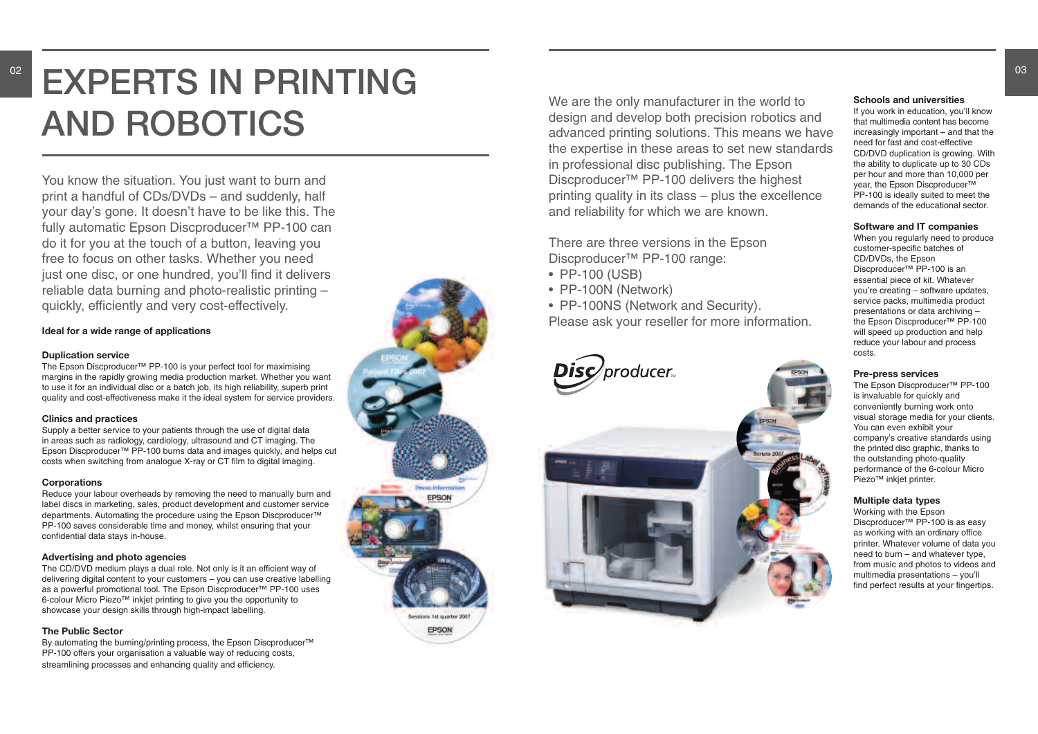# EXPERTS IN PRINTING AND ROBOTICS

You know the situation. You just want to burn and print a handful of CDs/DVDs – and suddenly, half your day's gone. It doesn't have to be like this. The fully automatic Epson Discproducer™ PP-100 can do it for you at the touch of a button, leaving you free to focus on other tasks. Whether you need just one disc, or one hundred, you'll find it delivers reliable data burning and photo-realistic printing – quickly, efficiently and very cost-effectively.

**Ideal for a wide range of applications**

### Duplication service

The Epson Discproducer™ PP-100 is your perfect tool for maximising margins in the rapidly growing media production market. Whether you want to use it for an individual disc or a batch job, its high reliability, superb print quality and cost-effectiveness make it the ideal system for service providers.

### Clinics and practices

Supply a better service to your patients through the use of digital data in areas such as radiology, cardiology, ultrasound and CT imaging. The Epson Discproducer™ PP-100 burns data and images quickly, and helps cut costs when switching from analogue X-ray or CT film to digital imaging.

### Corporations

Reduce your labour overheads by removing the need to manually burn and label discs in marketing, sales, product development and customer service departments. Automating the procedure using the Epson Discproducer™ PP-100 saves considerable time and money, whilst ensuring that your confidential data stays in-house.

### Advertising and photo agencies

The CD/DVD medium plays a dual role. Not only is it an efficient way of delivering digital content to your customers – you can use creative labelling as a powerful promotional tool. The Epson Discproducer™ PP-100 uses 6-colour Micro Piezo™ inkjet printing to give you the opportunity to showcase your design skills through high-impact labelling.

### The Public Sector

By automating the burning/printing process, the Epson Discproducer™ PP-100 offers your organisation a valuable way of reducing costs, streamlining processes and enhancing quality and efficiency.

We are the only manufacturer in the world to design and develop both precision robotics and advanced printing solutions. This means we have the expertise in these areas to set new standards in professional disc publishing. The Epson Discproducer™ PP-100 delivers the highest printing quality in its class – plus the excellence and reliability for which we are known.

There are three versions in the Epson Discproducer™ PP-100 range:

- PP-100 (USB)
- PP-100N (Network)
- PP-100NS (Network and Security).

Please ask your reseller for more information.

### Schools and universities

If you work in education, you'll know that multimedia content has become increasingly important – and that the need for fast and cost-effective CD/DVD duplication is growing. With the ability to duplicate up to 30 CDs per hour and more than 10,000 per year, the Epson Discproducer™ PP-100 is ideally suited to meet the demands of the educational sector.

### Software and IT companies

When you regularly need to produce customer-specific batches of CD/DVDs, the Epson Discproducer™ PP-100 is an essential piece of kit. Whatever you're creating – software updates, service packs, multimedia product presentations or data archiving – the Epson Discproducer™ PP-100 will speed up production and help reduce your labour and process costs.

### Pre-press services

The Epson Discproducer™ PP-100 is invaluable for quickly and conveniently burning work onto visual storage media for your clients. You can even exhibit your company's creative standards using the printed disc graphic, thanks to the outstanding photo-quality performance of the 6-colour Micro Piezo™ inkjet printer.

### Multiple data types

Working with the Epson Discproducer™ PP-100 is as easy as working with an ordinary office printer. Whatever volume of data you need to burn – and whatever type, from music and photos to videos and multimedia presentations – you'll find perfect results at your fingertips.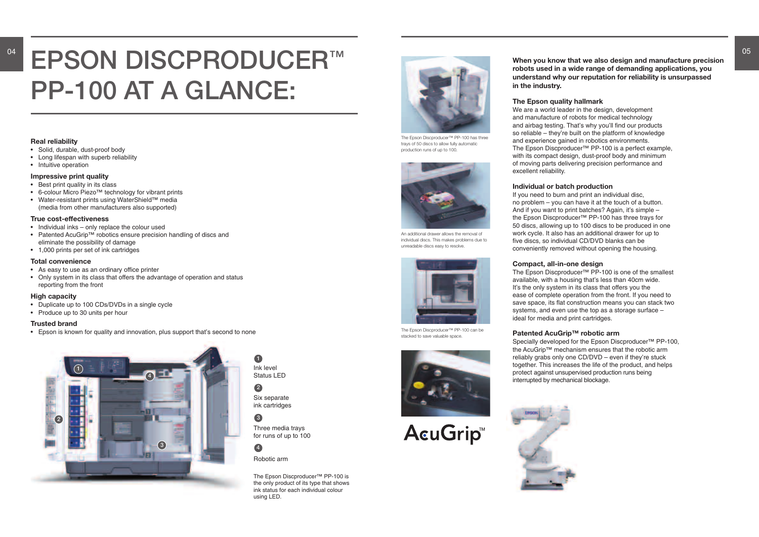# EPSON DISCPRODUCER™ PP-100 AT A GLANCE:

### Real reliability

- Solid, durable, dust-proof body
- Long lifespan with superb reliability
- Intuitive operation

### Impressive print quality

- Best print quality in its class
- 6-colour Micro Piezo™ technology for vibrant prints
- Water-resistant prints using WaterShield™ media (media from other manufacturers also supported)

### True cost-effectiveness

- Individual inks – only replace the colour used
- Patented AcuGrip™ robotics ensure precision handling of discs and eliminate the possibility of damage
- 1,000 prints per set of ink cartridges

### Total convenience

- As easy to use as an ordinary office printer
- Only system in its class that offers the advantage of operation and status reporting from the front

### High capacity

- Duplicate up to 100 CDs/DVDs in a single cycle
- Produce up to 30 units per hour

### Trusted brand

- Epson is known for quality and innovation, plus support that's second to none

1. Ink level Status LED
2. Six separate ink cartridges
3. Three media trays for runs of up to 100
4. Robotic arm

The Epson Discproducer™ PP-100 is the only product of its type that shows the ink status for each individual colour using LED.

The Epson Discproducer™ PP-100 has three trays of 50 discs to allow fully automatic production runs of up to 100.

An additional drawer allows the removal of individual discs. This makes problems due to unreadable discs easy to resolve.

The Epson Discproducer™ PP-100 can be stacked to save valuable space.

AcuGrip™

**When you know that we also design and manufacture precision robots used in a wide range of demanding applications, you understand why our reputation for reliability is unsurpassed in the industry.**

### The Epson quality hallmark

We are a world leader in the design, development and manufacture of robots for medical technology and airbag testing. That's why you'll find our products so reliable – they're built on the platform of knowledge and experience gained in robotics environments. The Epson Discproducer™ PP-100 is a perfect example, with its compact design, dust-proof body and minimum of moving parts delivering precision performance and excellent reliability.

### Individual or batch production

If you need to burn and print an individual disc, no problem – you can have it at the touch of a button. And if you want to print batches? Again, it's simple – the Epson Discproducer™ PP-100 has three trays for 50 discs, allowing up to 100 discs to be produced in one work cycle. It also has an additional drawer for up to five discs, so individual CD/DVD blanks can be conveniently removed without opening the housing.

### Compact, all-in-one design

The Epson Discproducer™ PP-100 is one of the smallest available, with a housing that's less than 40cm wide. It's the only system in its class that offers you the ease of complete operation from the front. If you need to save space, its flat construction means you can stack two systems, and even use the top as a storage surface – ideal for media and print cartridges.

### Patented AcuGrip™ robotic arm

Specially developed for the Epson Discproducer™ PP-100, the AcuGrip™ mechanism ensures that the robotic arm reliably grabs only one CD/DVD – even if they're stuck together. This increases the life of the product, and helps protect against unsupervised production runs being interrupted by mechanical blockage.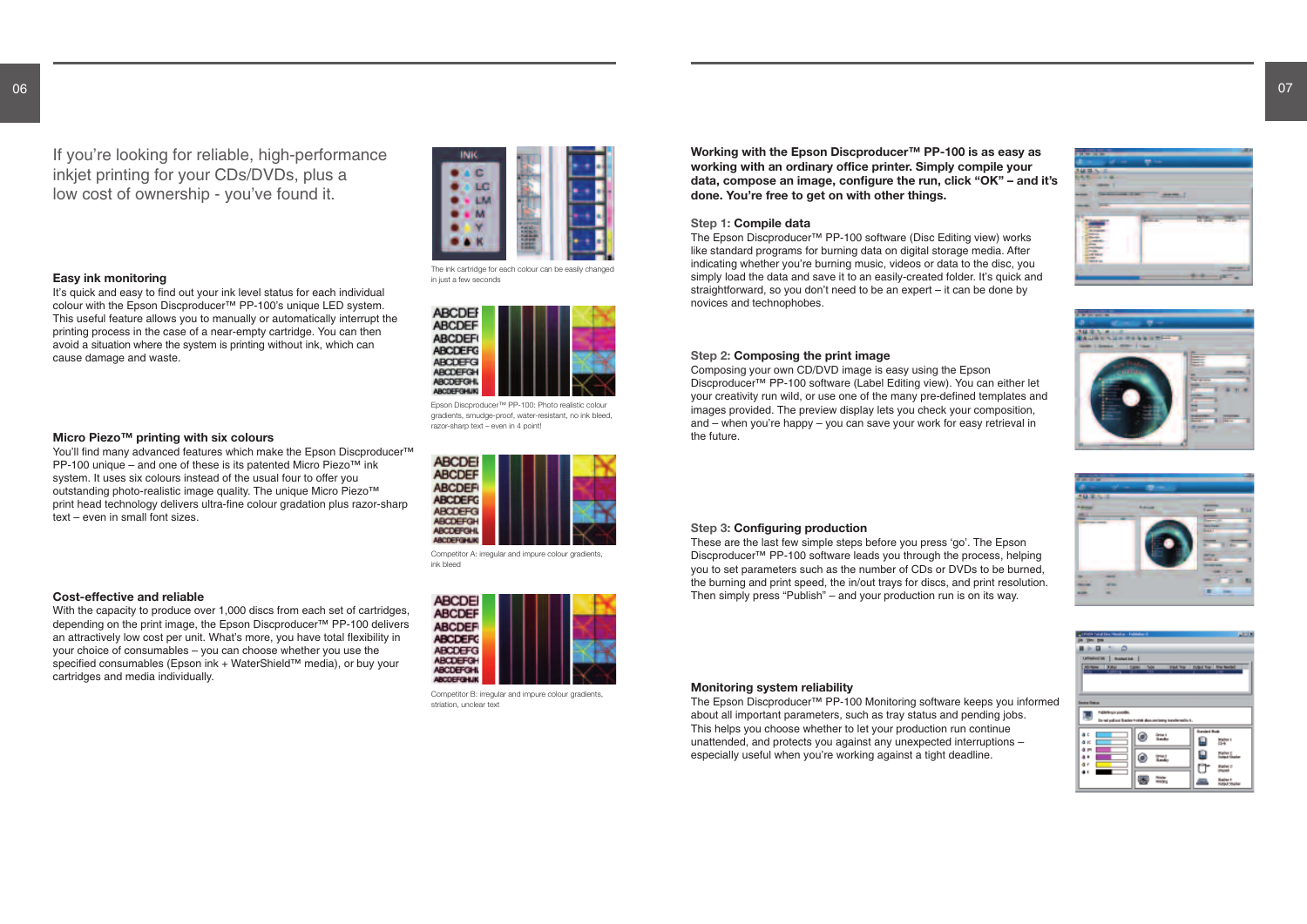If you're looking for reliable, high-performance inkjet printing for your CDs/DVDs, plus a low cost of ownership - you've found it.

## Easy ink monitoring

It's quick and easy to find out your ink level status for each individual colour with the Epson Discproducer™ PP-100's unique LED system. This useful feature allows you to manually or automatically interrupt the printing process in the case of a near-empty cartridge. You can then avoid a situation where the system is printing without ink, which can cause damage and waste.

## Micro Piezo™ printing with six colours

You'll find many advanced features which make the Epson Discproducer™ PP-100 unique – and one of these is its patented Micro Piezo™ ink system. It uses six colours instead of the usual four to offer you outstanding photo-realistic image quality. The unique Micro Piezo™ print head technology delivers ultra-fine colour gradation plus razor-sharp text – even in small font sizes.

## Cost-effective and reliable

With the capacity to produce over 1,000 discs from each set of cartridges, depending on the print image, the Epson Discproducer™ PP-100 delivers an attractively low cost per unit. What's more, you have total flexibility in your choice of consumables – you can choose whether you use the specified consumables (Epson ink + WaterShield™ media), or buy your cartridges and media individually.

The ink cartridge for each colour can be easily changed in just a few seconds

Epson Discproducer™ PP-100: Photo realistic colour gradients, smudge-proof, water-resistant, no ink bleed, razor-sharp text – even in 4 point!

Competitor A: irregular and impure colour gradients, ink bleed

Competitor B: irregular and impure colour gradients, striation, unclear text

**Working with the Epson Discproducer™ PP-100 is as easy as working with an ordinary office printer. Simply compile your data, compose an image, configure the run, click "OK" – and it's done. You're free to get on with other things.**

## Step 1: Compile data

The Epson Discproducer™ PP-100 software (Disc Editing view) works like standard programs for burning data on digital storage media. After indicating whether you're burning music, videos or data to the disc, you simply load the data and save it to an easily-created folder. It's quick and straightforward, so you don't need to be an expert – it can be done by novices and technophobes.

## Step 2: Composing the print image

Composing your own CD/DVD image is easy using the Epson Discproducer™ PP-100 software (Label Editing view). You can either let your creativity run wild, or use one of the many pre-defined templates and images provided. The preview display lets you check your composition, and – when you're happy – you can save your work for easy retrieval in the future.

## Step 3: Configuring production

These are the last few simple steps before you press 'go'. The Epson Discproducer™ PP-100 software leads you through the process, helping you to set parameters such as the number of CDs or DVDs to be burned, the burning and print speed, the in/out trays for discs, and print resolution. Then simply press "Publish" – and your production run is on its way.

## Monitoring system reliability

The Epson Discproducer™ PP-100 Monitoring software keeps you informed about all important parameters, such as tray status and pending jobs. This helps you choose whether to let your production run continue unattended, and protects you against any unexpected interruptions – especially useful when you're working against a tight deadline.